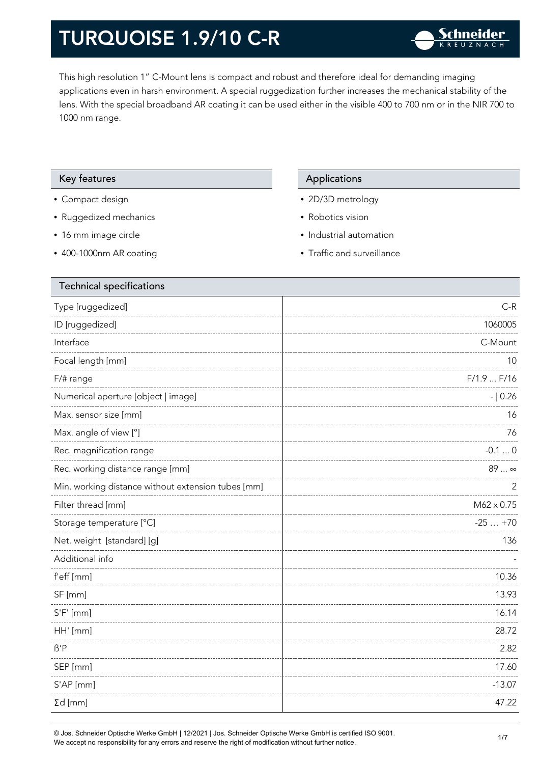# TURQUOISE 1.9/10 C-R

This high resolution 1" C-Mount lens is compact and robust and therefore ideal for demanding imaging applications even in harsh environment. A special ruggedization further increases the mechanical stability of the lens. With the special broadband AR coating it can be used either in the visible 400 to 700 nm or in the NIR 700 to 1000 nm range.

## Key features

- Compact design
- Ruggedized mechanics
- 16 mm image circle
- 400-1000nm AR coating

## Applications

- 2D/3D metrology
- Robotics vision
- Industrial automation
- Traffic and surveillance

## Technical specifications

| Technical specifications | |
|---|---|
| Type [ruggedized] | C-R |
| ID [ruggedized] | 1060005 |
| Interface | C-Mount |
| Focal length [mm] | 10 |
| F/# range | F/1.9 ... F/16 |
| Numerical aperture [object \| image] | - \| 0.26 |
| Max. sensor size [mm] | 16 |
| Max. angle of view [°] | 76 |
| Rec. magnification range | -0.1 ... 0 |
| Rec. working distance range [mm] | 89 ... ∞ |
| Min. working distance without extension tubes [mm] | 2 |
| Filter thread [mm] | M62 x 0.75 |
| Storage temperature [°C] | -25 … +70 |
| Net. weight [standard] [g] | 136 |
| Additional info | - |
| f'eff [mm] | 10.36 |
| SF [mm] | 13.93 |
| S'F' [mm] | 16.14 |
| HH' [mm] | 28.72 |
| ß'P | 2.82 |
| SEP [mm] | 17.60 |
| S'AP [mm] | -13.07 |
| Σd [mm] | 47.22 |

© Jos. Schneider Optische Werke GmbH | 12/2021 | Jos. Schneider Optische Werke GmbH is certified ISO 9001.
We accept no responsibility for any errors and reserve the right of modification without further notice.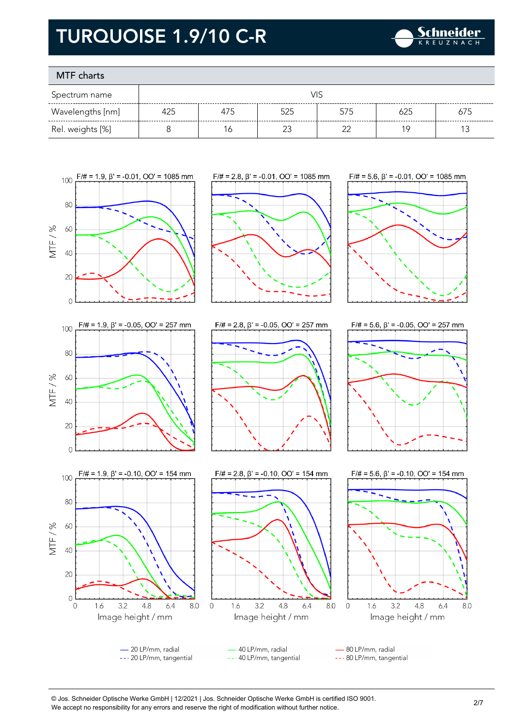# TURQUOISE 1.9/10 C-R

## MTF charts

| Spectrum name | VIS | | | | | |
|---|---|---|---|---|---|---|
| Wavelengths [nm] | 425 | 475 | 525 | 575 | 625 | 675 |
| Rel. weights [%] | 8 | 16 | 23 | 22 | 19 | 13 |

F/# = 1.9, β' = -0.01, OO' = 1085 mm

F/# = 2.8, β' = -0.01, OO' = 1085 mm

F/# = 5.6, β' = -0.01, OO' = 1085 mm

F/# = 1.9, β' = -0.05, OO' = 257 mm

F/# = 2.8, β' = -0.05, OO' = 257 mm

F/# = 5.6, β' = -0.05, OO' = 257 mm

F/# = 1.9, β' = -0.10, OO' = 154 mm

F/# = 2.8, β' = -0.10, OO' = 154 mm

F/# = 5.6, β' = -0.10, OO' = 154 mm

MTF / %

Image height / mm

— 20 LP/mm, radial
--- 20 LP/mm, tangential

— 40 LP/mm, radial
--- 40 LP/mm, tangential

— 80 LP/mm, radial
--- 80 LP/mm, tangential

© Jos. Schneider Optische Werke GmbH | 12/2021 | Jos. Schneider Optische Werke GmbH is certified ISO 9001.
We accept no responsibility for any errors and reserve the right of modification without further notice.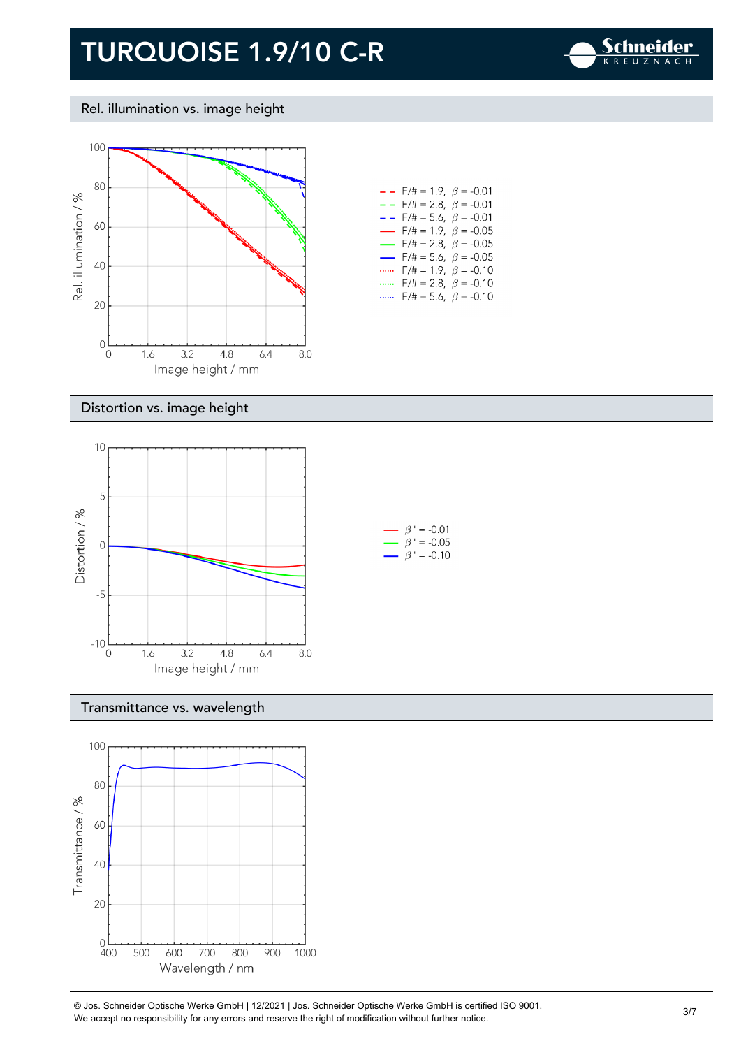# TURQUOISE 1.9/10 C-R

## Rel. illumination vs. image height

Rel. illumination / %

Image height / mm

- F/# = 1.9, $\beta$ = -0.01
- F/# = 2.8, $\beta$ = -0.01
- F/# = 5.6, $\beta$ = -0.01
- F/# = 1.9, $\beta$ = -0.05
- F/# = 2.8, $\beta$ = -0.05
- F/# = 5.6, $\beta$ = -0.05
- F/# = 1.9, $\beta$ = -0.10
- F/# = 2.8, $\beta$ = -0.10
- F/# = 5.6, $\beta$ = -0.10

## Distortion vs. image height

Distortion / %

Image height / mm

- $\beta'$ = -0.01
- $\beta'$ = -0.05
- $\beta'$ = -0.10

## Transmittance vs. wavelength

Transmittance / %

Wavelength / nm

© Jos. Schneider Optische Werke GmbH | 12/2021 | Jos. Schneider Optische Werke GmbH is certified ISO 9001.
We accept no responsibility for any errors and reserve the right of modification without further notice.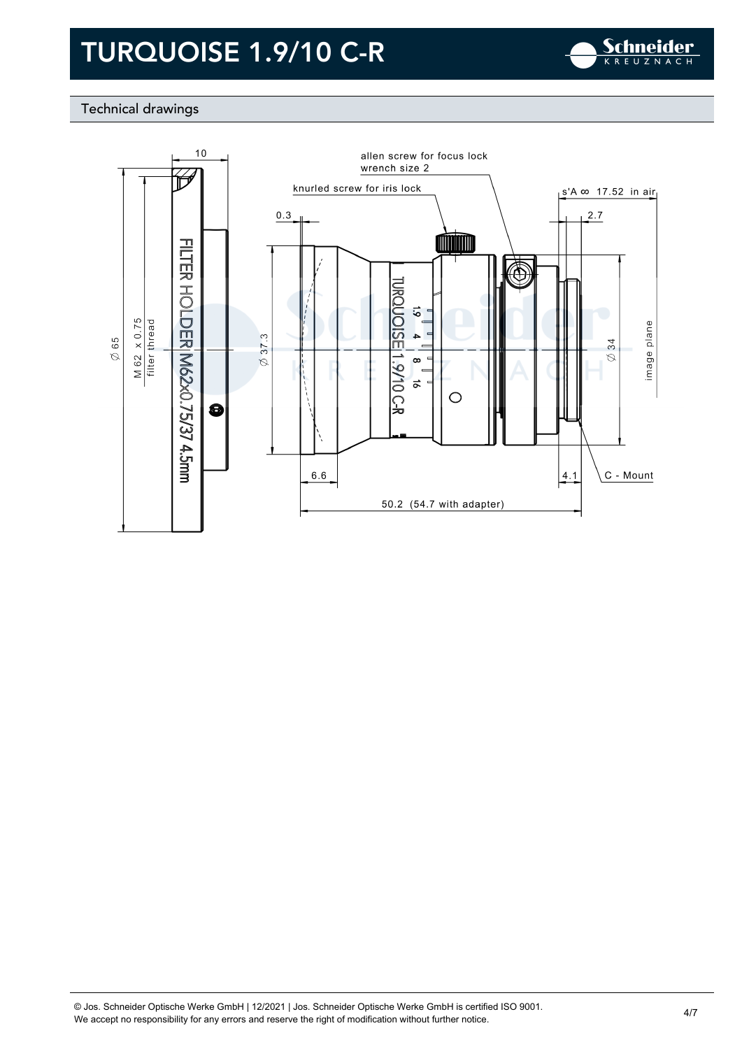# TURQUOISE 1.9/10 C-R

## Technical drawings

FILTER HOLDER M62x0.75/37 4.5mm

10

Ø 65

M 62 x 0.75 filter thread

allen screw for focus lock wrench size 2

knurled screw for iris lock

0.3

Ø 37.3

TURQUOISE 1.9/10 C-R

1.9 4 8 16

s'A ∞ 17.52 in air

2.7

Ø 34

image plane

6.6

4.1

C - Mount

50.2 (54.7 with adapter)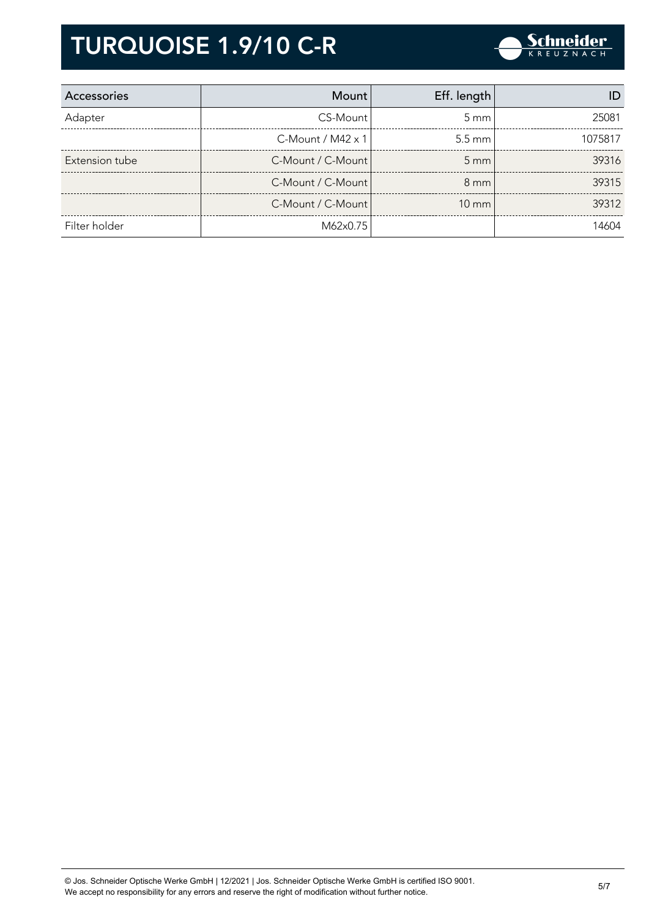# TURQUOISE 1.9/10 C-R

| Accessories | Mount | Eff. length | ID |
|---|---|---|---|
| Adapter | CS-Mount | 5 mm | 25081 |
| | C-Mount / M42 x 1 | 5.5 mm | 1075817 |
| Extension tube | C-Mount / C-Mount | 5 mm | 39316 |
| | C-Mount / C-Mount | 8 mm | 39315 |
| | C-Mount / C-Mount | 10 mm | 39312 |
| Filter holder | M62x0.75 | | 14604 |

© Jos. Schneider Optische Werke GmbH | 12/2021 | Jos. Schneider Optische Werke GmbH is certified ISO 9001.
We accept no responsibility for any errors and reserve the right of modification without further notice.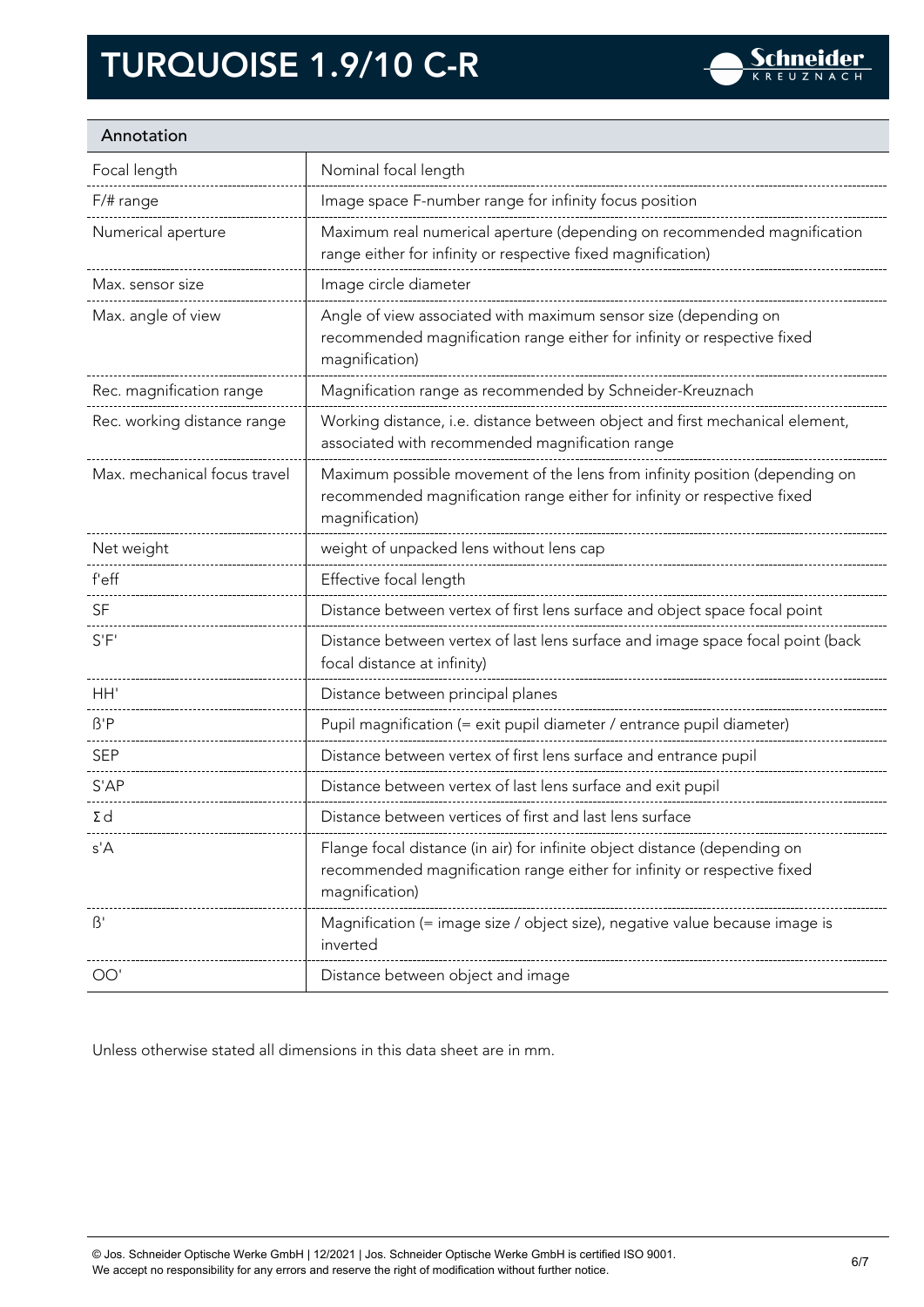# TURQUOISE 1.9/10 C-R

| Annotation | |
|---|---|
| Focal length | Nominal focal length |
| F/# range | Image space F-number range for infinity focus position |
| Numerical aperture | Maximum real numerical aperture (depending on recommended magnification range either for infinity or respective fixed magnification) |
| Max. sensor size | Image circle diameter |
| Max. angle of view | Angle of view associated with maximum sensor size (depending on recommended magnification range either for infinity or respective fixed magnification) |
| Rec. magnification range | Magnification range as recommended by Schneider-Kreuznach |
| Rec. working distance range | Working distance, i.e. distance between object and first mechanical element, associated with recommended magnification range |
| Max. mechanical focus travel | Maximum possible movement of the lens from infinity position (depending on recommended magnification range either for infinity or respective fixed magnification) |
| Net weight | weight of unpacked lens without lens cap |
| f'eff | Effective focal length |
| SF | Distance between vertex of first lens surface and object space focal point |
| S'F' | Distance between vertex of last lens surface and image space focal point (back focal distance at infinity) |
| HH' | Distance between principal planes |
| ß'P | Pupil magnification (= exit pupil diameter / entrance pupil diameter) |
| SEP | Distance between vertex of first lens surface and entrance pupil |
| S'AP | Distance between vertex of last lens surface and exit pupil |
| Σ d | Distance between vertices of first and last lens surface |
| s'A | Flange focal distance (in air) for infinite object distance (depending on recommended magnification range either for infinity or respective fixed magnification) |
| ß' | Magnification (= image size / object size), negative value because image is inverted |
| OO' | Distance between object and image |

Unless otherwise stated all dimensions in this data sheet are in mm.

© Jos. Schneider Optische Werke GmbH | 12/2021 | Jos. Schneider Optische Werke GmbH is certified ISO 9001.
We accept no responsibility for any errors and reserve the right of modification without further notice.